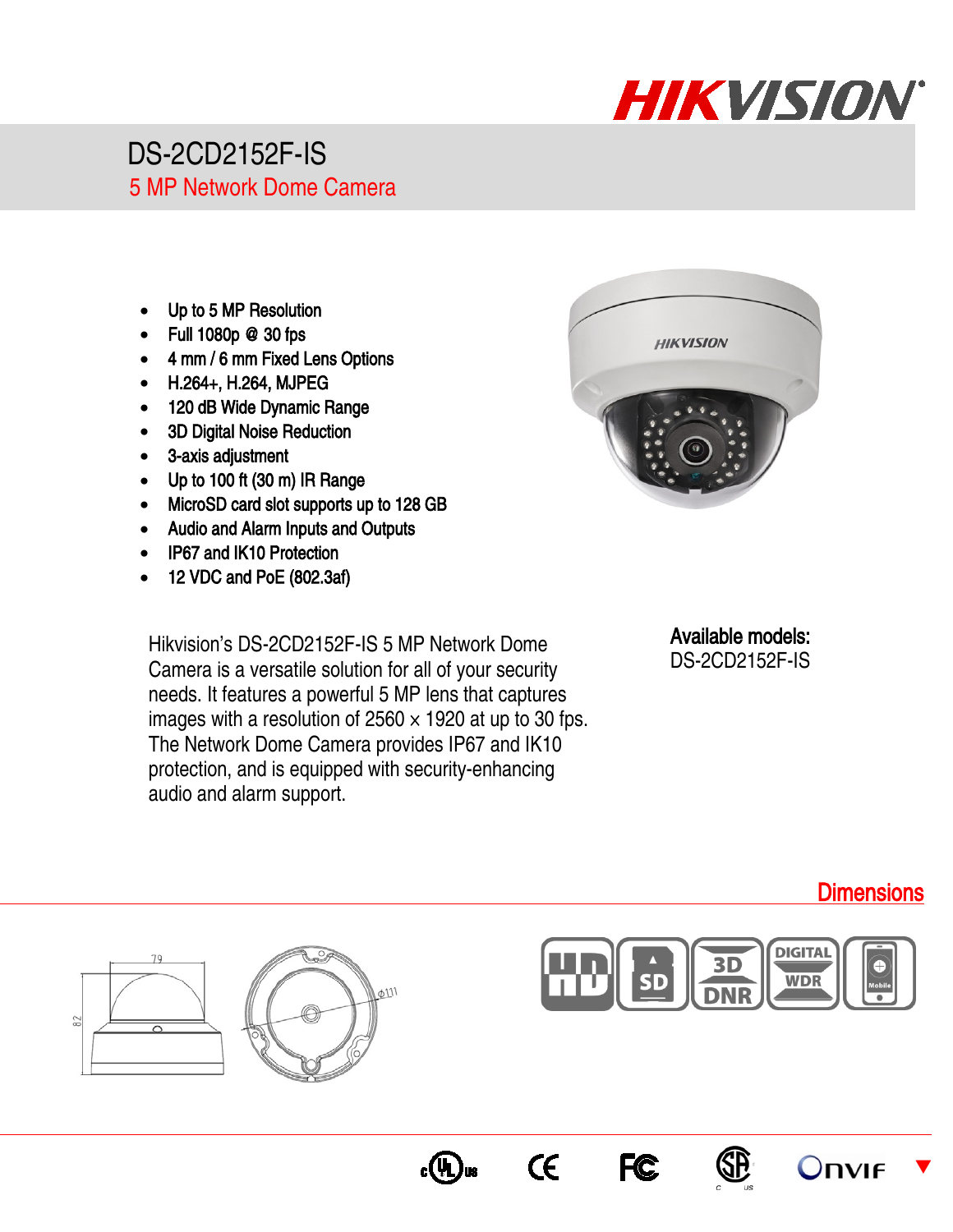# DS-2CD2152F-IS

## 5 MP Network Dome Camera

- Up to 5 MP Resolution
- Full 1080p @ 30 fps
- 4 mm / 6 mm Fixed Lens Options
- H.264+, H.264, MJPEG
- 120 dB Wide Dynamic Range
- 3D Digital Noise Reduction
- 3-axis adjustment
- Up to 100 ft (30 m) IR Range
- MicroSD card slot supports up to 128 GB
- Audio and Alarm Inputs and Outputs
- IP67 and IK10 Protection
- 12 VDC and PoE (802.3af)

Hikvision's DS-2CD2152F-IS 5 MP Network Dome Camera is a versatile solution for all of your security needs. It features a powerful 5 MP lens that captures images with a resolution of 2560 × 1920 at up to 30 fps. The Network Dome Camera provides IP67 and IK10 protection, and is equipped with security-enhancing audio and alarm support.

**Available models:**
DS-2CD2152F-IS

## Dimensions

79

82

Ø111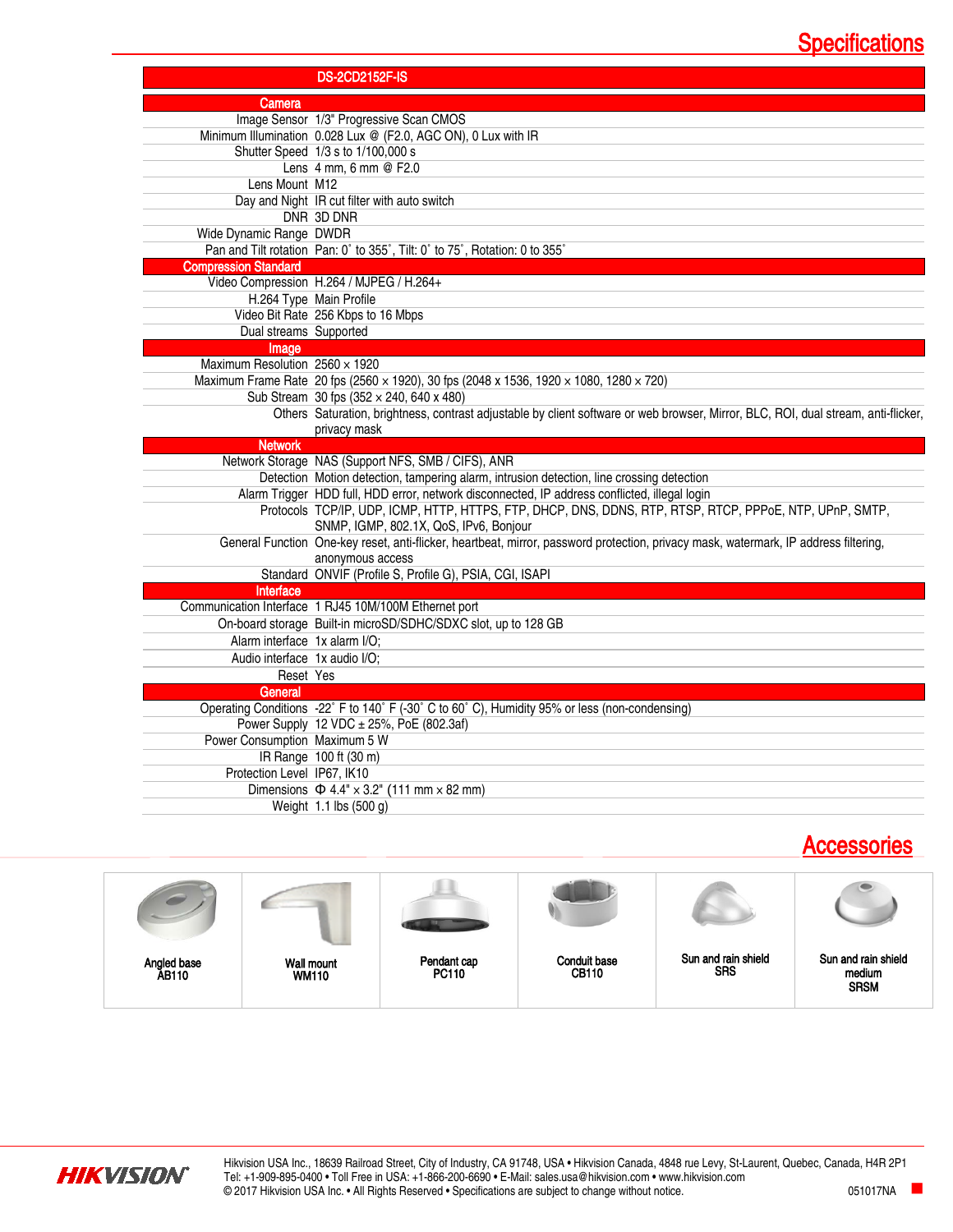# Specifications

| DS-2CD2152F-IS | |
|---|---|
| **Camera** | |
| Image Sensor | 1/3" Progressive Scan CMOS |
| Minimum Illumination | 0.028 Lux @ (F2.0, AGC ON), 0 Lux with IR |
| Shutter Speed | 1/3 s to 1/100,000 s |
| Lens | 4 mm, 6 mm @ F2.0 |
| Lens Mount | M12 |
| Day and Night | IR cut filter with auto switch |
| DNR | 3D DNR |
| Wide Dynamic Range | DWDR |
| Pan and Tilt rotation | Pan: 0˚ to 355˚, Tilt: 0˚ to 75˚, Rotation: 0 to 355˚ |
| **Compression Standard** | |
| Video Compression | H.264 / MJPEG / H.264+ |
| H.264 Type | Main Profile |
| Video Bit Rate | 256 Kbps to 16 Mbps |
| Dual streams | Supported |
| **Image** | |
| Maximum Resolution | 2560 × 1920 |
| Maximum Frame Rate | 20 fps (2560 × 1920), 30 fps (2048 x 1536, 1920 × 1080, 1280 × 720) |
| Sub Stream | 30 fps (352 × 240, 640 x 480) |
| Others | Saturation, brightness, contrast adjustable by client software or web browser, Mirror, BLC, ROI, dual stream, anti-flicker, privacy mask |
| **Network** | |
| Network Storage | NAS (Support NFS, SMB / CIFS), ANR |
| Detection | Motion detection, tampering alarm, intrusion detection, line crossing detection |
| Alarm Trigger | HDD full, HDD error, network disconnected, IP address conflicted, illegal login |
| Protocols | TCP/IP, UDP, ICMP, HTTP, HTTPS, FTP, DHCP, DNS, DDNS, RTP, RTSP, RTCP, PPPoE, NTP, UPnP, SMTP, SNMP, IGMP, 802.1X, QoS, IPv6, Bonjour |
| General Function | One-key reset, anti-flicker, heartbeat, mirror, password protection, privacy mask, watermark, IP address filtering, anonymous access |
| Standard | ONVIF (Profile S, Profile G), PSIA, CGI, ISAPI |
| **Interface** | |
| Communication Interface | 1 RJ45 10M/100M Ethernet port |
| On-board storage | Built-in microSD/SDHC/SDXC slot, up to 128 GB |
| Alarm interface | 1x alarm I/O; |
| Audio interface | 1x audio I/O; |
| Reset | Yes |
| **General** | |
| Operating Conditions | -22˚ F to 140˚ F (-30˚ C to 60˚ C), Humidity 95% or less (non-condensing) |
| Power Supply | 12 VDC ± 25%, PoE (802.3af) |
| Power Consumption | Maximum 5 W |
| IR Range | 100 ft (30 m) |
| Protection Level | IP67, IK10 |
| Dimensions | Φ 4.4" × 3.2" (111 mm × 82 mm) |
| Weight | 1.1 lbs (500 g) |

# Accessories

| Angled base AB110 | Wall mount WM110 | Pendant cap PC110 | Conduit base CB110 | Sun and rain shield SRS | Sun and rain shield medium SRSM |
|---|---|---|---|---|---|

HIKVISION

Hikvision USA Inc., 18639 Railroad Street, City of Industry, CA 91748, USA • Hikvision Canada, 4848 rue Levy, St-Laurent, Quebec, Canada, H4R 2P1
Tel: +1-909-895-0400 • Toll Free in USA: +1-866-200-6690 • E-Mail: sales.usa@hikvision.com • www.hikvision.com
© 2017 Hikvision USA Inc. • All Rights Reserved • Specifications are subject to change without notice.

051017NA